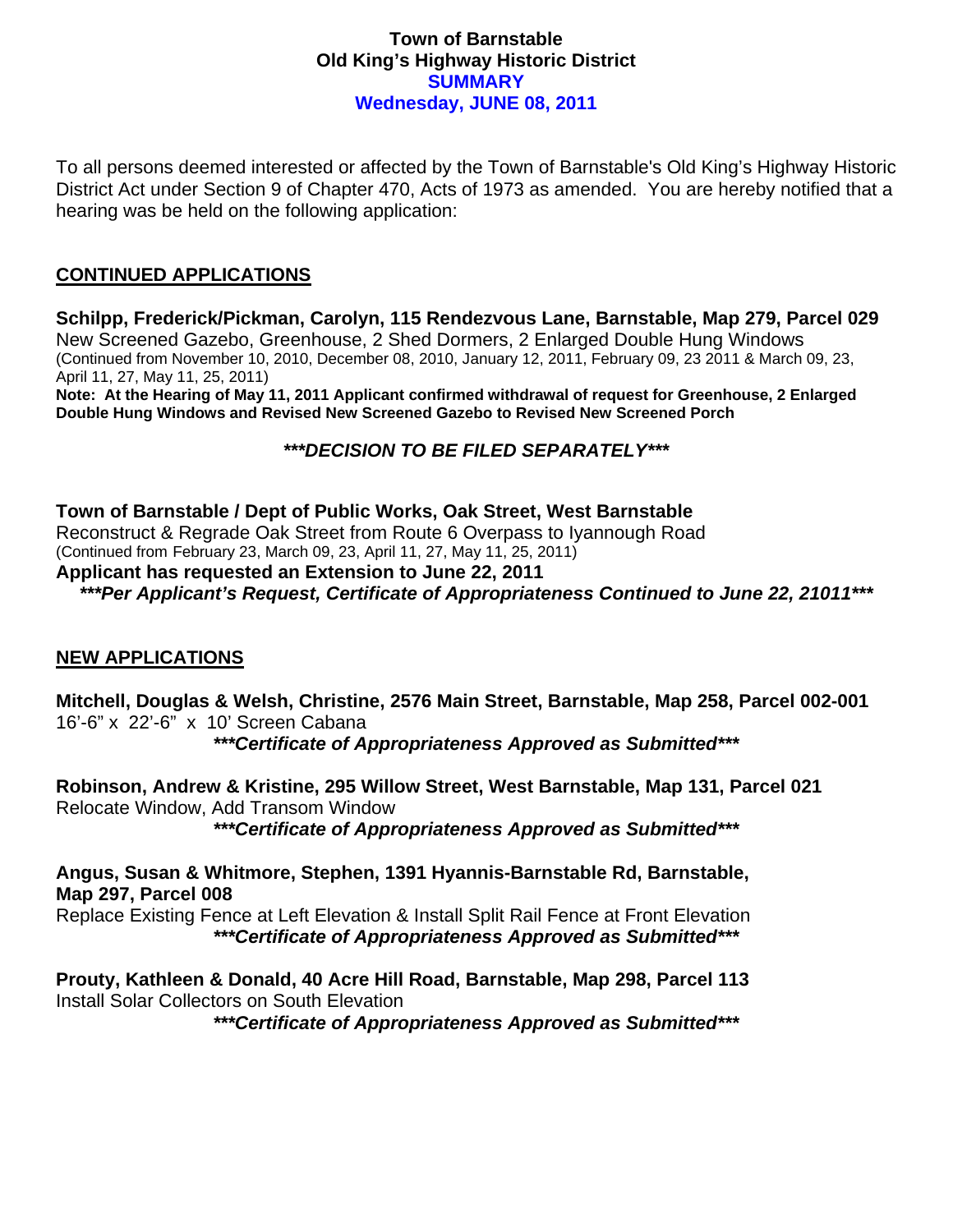**Town of Barnstable**
**Old King's Highway Historic District**
**SUMMARY**
**Wednesday, JUNE 08, 2011**

To all persons deemed interested or affected by the Town of Barnstable's Old King's Highway Historic District Act under Section 9 of Chapter 470, Acts of 1973 as amended. You are hereby notified that a hearing was be held on the following application:

## CONTINUED APPLICATIONS

**Schilpp, Frederick/Pickman, Carolyn, 115 Rendezvous Lane, Barnstable, Map 279, Parcel 029**
New Screened Gazebo, Greenhouse, 2 Shed Dormers, 2 Enlarged Double Hung Windows
(Continued from November 10, 2010, December 08, 2010, January 12, 2011, February 09, 23 2011 & March 09, 23, April 11, 27, May 11, 25, 2011)
**Note: At the Hearing of May 11, 2011 Applicant confirmed withdrawal of request for Greenhouse, 2 Enlarged Double Hung Windows and Revised New Screened Gazebo to Revised New Screened Porch**

***\*\*\*DECISION TO BE FILED SEPARATELY\*\*\****

**Town of Barnstable / Dept of Public Works, Oak Street, West Barnstable**
Reconstruct & Regrade Oak Street from Route 6 Overpass to Iyannough Road
(Continued from February 23, March 09, 23, April 11, 27, May 11, 25, 2011)
**Applicant has requested an Extension to June 22, 2011**
***\*\*\*Per Applicant's Request, Certificate of Appropriateness Continued to June 22, 21011\*\*\****

## NEW APPLICATIONS

**Mitchell, Douglas & Welsh, Christine, 2576 Main Street, Barnstable, Map 258, Parcel 002-001**
16'-6" x 22'-6" x 10' Screen Cabana
***\*\*\*Certificate of Appropriateness Approved as Submitted\*\*\****

**Robinson, Andrew & Kristine, 295 Willow Street, West Barnstable, Map 131, Parcel 021**
Relocate Window, Add Transom Window
***\*\*\*Certificate of Appropriateness Approved as Submitted\*\*\****

**Angus, Susan & Whitmore, Stephen, 1391 Hyannis-Barnstable Rd, Barnstable, Map 297, Parcel 008**
Replace Existing Fence at Left Elevation & Install Split Rail Fence at Front Elevation
***\*\*\*Certificate of Appropriateness Approved as Submitted\*\*\****

**Prouty, Kathleen & Donald, 40 Acre Hill Road, Barnstable, Map 298, Parcel 113**
Install Solar Collectors on South Elevation
***\*\*\*Certificate of Appropriateness Approved as Submitted\*\*\****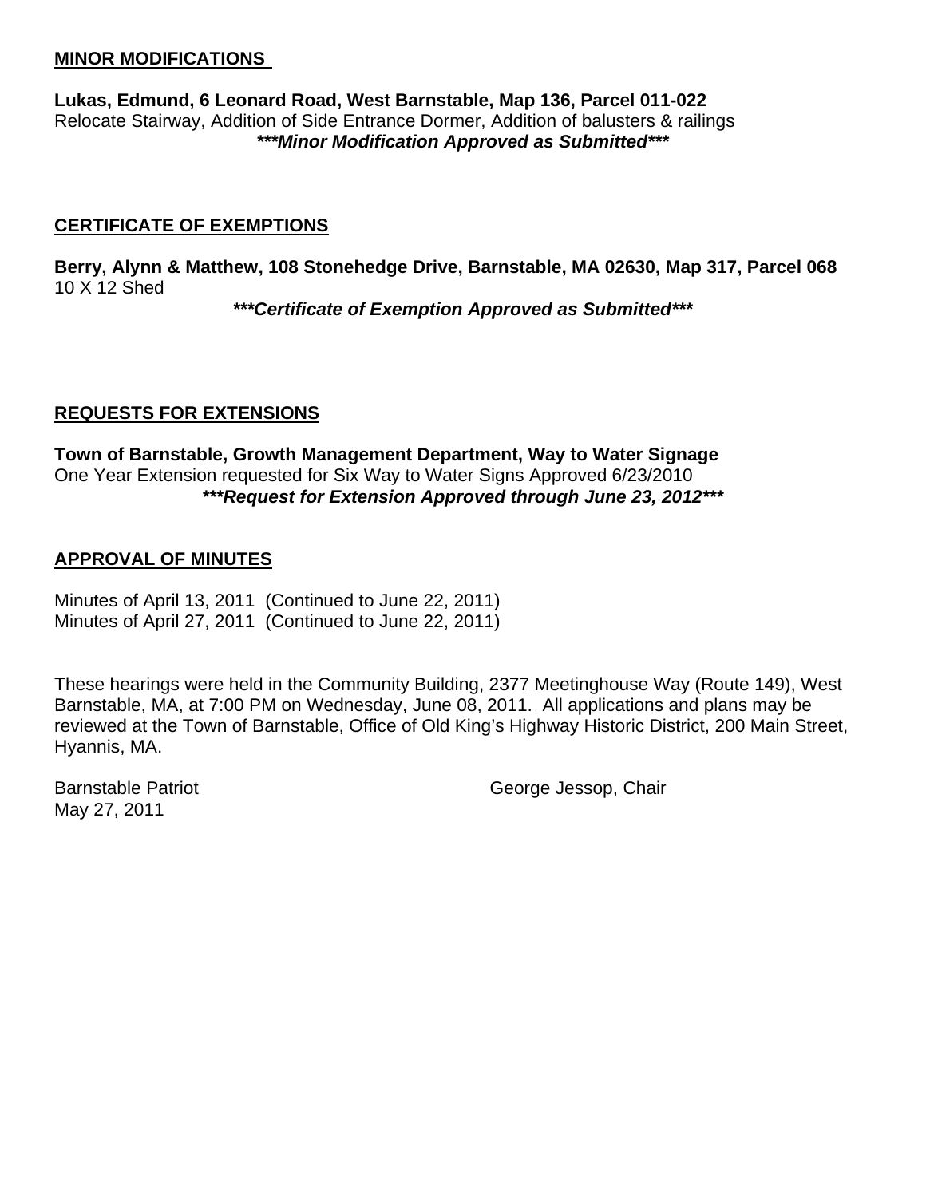**MINOR MODIFICATIONS**

**Lukas, Edmund, 6 Leonard Road, West Barnstable, Map 136, Parcel 011-022**
Relocate Stairway, Addition of Side Entrance Dormer, Addition of balusters & railings

***\*\*\*Minor Modification Approved as Submitted\*\*\****

**CERTIFICATE OF EXEMPTIONS**

**Berry, Alynn & Matthew, 108 Stonehedge Drive, Barnstable, MA 02630, Map 317, Parcel 068**
10 X 12 Shed

***\*\*\*Certificate of Exemption Approved as Submitted\*\*\****

**REQUESTS FOR EXTENSIONS**

**Town of Barnstable, Growth Management Department, Way to Water Signage**
One Year Extension requested for Six Way to Water Signs Approved 6/23/2010

***\*\*\*Request for Extension Approved through June 23, 2012\*\*\****

**APPROVAL OF MINUTES**

Minutes of April 13, 2011 (Continued to June 22, 2011)
Minutes of April 27, 2011 (Continued to June 22, 2011)

These hearings were held in the Community Building, 2377 Meetinghouse Way (Route 149), West Barnstable, MA, at 7:00 PM on Wednesday, June 08, 2011. All applications and plans may be reviewed at the Town of Barnstable, Office of Old King's Highway Historic District, 200 Main Street, Hyannis, MA.

Barnstable Patriot
May 27, 2011

George Jessop, Chair